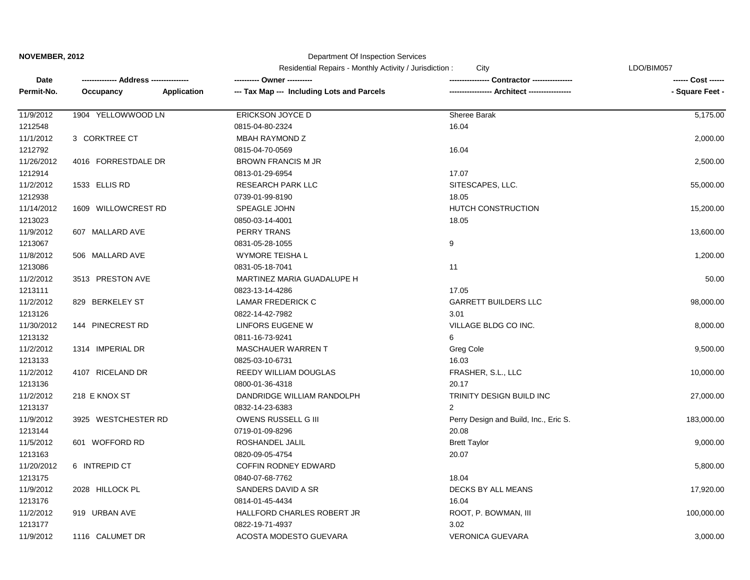**NOVEMBER, 2012**

Department Of Inspection Services

Residential Repairs - Monthly Activity / Jurisdiction : City

LDO/BIM057

| Date / Permit-No. | Address / Occupancy / Application | Owner / Tax Map --- Including Lots and Parcels | Contractor / Architect | Cost / Square Feet |
|---|---|---|---|---|
| 11/9/2012 | 1904 YELLOWWOOD LN | ERICKSON JOYCE D | Sheree Barak | 5,175.00 |
| 1212548 | | 0815-04-80-2324 | 16.04 | |
| 11/1/2012 | 3 CORKTREE CT | MBAH RAYMOND Z | | 2,000.00 |
| 1212792 | | 0815-04-70-0569 | 16.04 | |
| 11/26/2012 | 4016 FORRESTDALE DR | BROWN FRANCIS M JR | | 2,500.00 |
| 1212914 | | 0813-01-29-6954 | 17.07 | |
| 11/2/2012 | 1533 ELLIS RD | RESEARCH PARK LLC | SITESCAPES, LLC. | 55,000.00 |
| 1212938 | | 0739-01-99-8190 | 18.05 | |
| 11/14/2012 | 1609 WILLOWCREST RD | SPEAGLE JOHN | HUTCH CONSTRUCTION | 15,200.00 |
| 1213023 | | 0850-03-14-4001 | 18.05 | |
| 11/9/2012 | 607 MALLARD AVE | PERRY TRANS | | 13,600.00 |
| 1213067 | | 0831-05-28-1055 | 9 | |
| 11/8/2012 | 506 MALLARD AVE | WYMORE TEISHA L | | 1,200.00 |
| 1213086 | | 0831-05-18-7041 | 11 | |
| 11/2/2012 | 3513 PRESTON AVE | MARTINEZ MARIA GUADALUPE H | | 50.00 |
| 1213111 | | 0823-13-14-4286 | 17.05 | |
| 11/2/2012 | 829 BERKELEY ST | LAMAR FREDERICK C | GARRETT BUILDERS LLC | 98,000.00 |
| 1213126 | | 0822-14-42-7982 | 3.01 | |
| 11/30/2012 | 144 PINECREST RD | LINFORS EUGENE W | VILLAGE BLDG CO INC. | 8,000.00 |
| 1213132 | | 0811-16-73-9241 | 6 | |
| 11/2/2012 | 1314 IMPERIAL DR | MASCHAUER WARREN T | Greg Cole | 9,500.00 |
| 1213133 | | 0825-03-10-6731 | 16.03 | |
| 11/2/2012 | 4107 RICELAND DR | REEDY WILLIAM DOUGLAS | FRASHER, S.L., LLC | 10,000.00 |
| 1213136 | | 0800-01-36-4318 | 20.17 | |
| 11/2/2012 | 218 E KNOX ST | DANDRIDGE WILLIAM RANDOLPH | TRINITY DESIGN BUILD INC | 27,000.00 |
| 1213137 | | 0832-14-23-6383 | 2 | |
| 11/9/2012 | 3925 WESTCHESTER RD | OWENS RUSSELL G III | Perry Design and Build, Inc., Eric S. | 183,000.00 |
| 1213144 | | 0719-01-09-8296 | 20.08 | |
| 11/5/2012 | 601 WOFFORD RD | ROSHANDEL JALIL | Brett Taylor | 9,000.00 |
| 1213163 | | 0820-09-05-4754 | 20.07 | |
| 11/20/2012 | 6 INTREPID CT | COFFIN RODNEY EDWARD | | 5,800.00 |
| 1213175 | | 0840-07-68-7762 | 18.04 | |
| 11/9/2012 | 2028 HILLOCK PL | SANDERS DAVID A SR | DECKS BY ALL MEANS | 17,920.00 |
| 1213176 | | 0814-01-45-4434 | 16.04 | |
| 11/2/2012 | 919 URBAN AVE | HALLFORD CHARLES ROBERT JR | ROOT, P. BOWMAN, III | 100,000.00 |
| 1213177 | | 0822-19-71-4937 | 3.02 | |
| 11/9/2012 | 1116 CALUMET DR | ACOSTA MODESTO GUEVARA | VERONICA GUEVARA | 3,000.00 |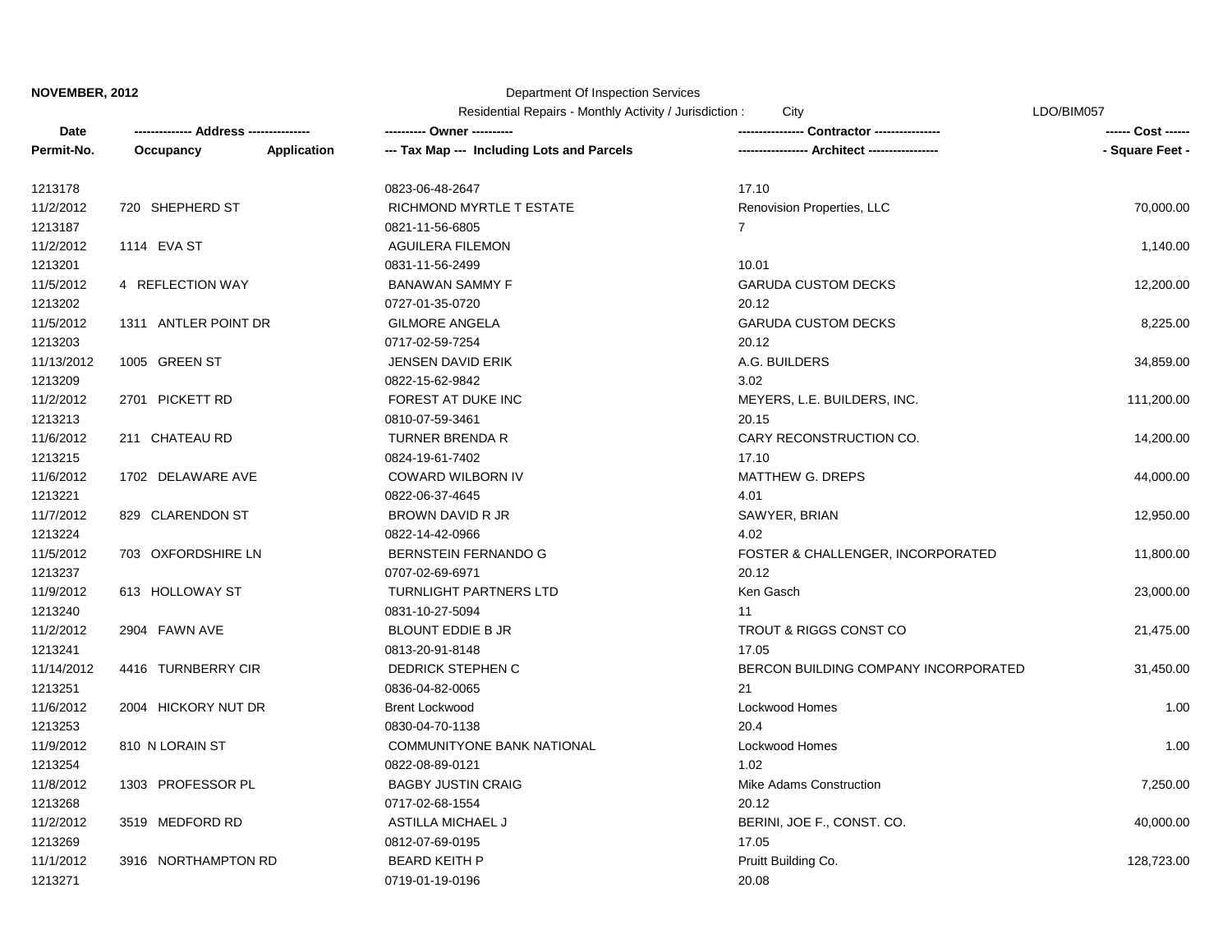**NOVEMBER, 2012**

Department Of Inspection Services

Residential Repairs - Monthly Activity / Jurisdiction : City LDO/BIM057

| Date / Permit-No. | Address / Occupancy / Application | Owner / Tax Map --- Including Lots and Parcels | Contractor / Architect | Cost / Square Feet |
|---|---|---|---|---|
| 1213178 | | 0823-06-48-2647 | 17.10 | |
| 11/2/2012 | 720 SHEPHERD ST | RICHMOND MYRTLE T ESTATE | Renovision Properties, LLC | 70,000.00 |
| 1213187 | | 0821-11-56-6805 | 7 | |
| 11/2/2012 | 1114 EVA ST | AGUILERA FILEMON | | 1,140.00 |
| 1213201 | | 0831-11-56-2499 | 10.01 | |
| 11/5/2012 | 4 REFLECTION WAY | BANAWAN SAMMY F | GARUDA CUSTOM DECKS | 12,200.00 |
| 1213202 | | 0727-01-35-0720 | 20.12 | |
| 11/5/2012 | 1311 ANTLER POINT DR | GILMORE ANGELA | GARUDA CUSTOM DECKS | 8,225.00 |
| 1213203 | | 0717-02-59-7254 | 20.12 | |
| 11/13/2012 | 1005 GREEN ST | JENSEN DAVID ERIK | A.G. BUILDERS | 34,859.00 |
| 1213209 | | 0822-15-62-9842 | 3.02 | |
| 11/2/2012 | 2701 PICKETT RD | FOREST AT DUKE INC | MEYERS, L.E. BUILDERS, INC. | 111,200.00 |
| 1213213 | | 0810-07-59-3461 | 20.15 | |
| 11/6/2012 | 211 CHATEAU RD | TURNER BRENDA R | CARY RECONSTRUCTION CO. | 14,200.00 |
| 1213215 | | 0824-19-61-7402 | 17.10 | |
| 11/6/2012 | 1702 DELAWARE AVE | COWARD WILBORN IV | MATTHEW G. DREPS | 44,000.00 |
| 1213221 | | 0822-06-37-4645 | 4.01 | |
| 11/7/2012 | 829 CLARENDON ST | BROWN DAVID R JR | SAWYER, BRIAN | 12,950.00 |
| 1213224 | | 0822-14-42-0966 | 4.02 | |
| 11/5/2012 | 703 OXFORDSHIRE LN | BERNSTEIN FERNANDO G | FOSTER & CHALLENGER, INCORPORATED | 11,800.00 |
| 1213237 | | 0707-02-69-6971 | 20.12 | |
| 11/9/2012 | 613 HOLLOWAY ST | TURNLIGHT PARTNERS LTD | Ken Gasch | 23,000.00 |
| 1213240 | | 0831-10-27-5094 | 11 | |
| 11/2/2012 | 2904 FAWN AVE | BLOUNT EDDIE B JR | TROUT & RIGGS CONST CO | 21,475.00 |
| 1213241 | | 0813-20-91-8148 | 17.05 | |
| 11/14/2012 | 4416 TURNBERRY CIR | DEDRICK STEPHEN C | BERCON BUILDING COMPANY INCORPORATED | 31,450.00 |
| 1213251 | | 0836-04-82-0065 | 21 | |
| 11/6/2012 | 2004 HICKORY NUT DR | Brent Lockwood | Lockwood Homes | 1.00 |
| 1213253 | | 0830-04-70-1138 | 20.4 | |
| 11/9/2012 | 810 N LORAIN ST | COMMUNITYONE BANK NATIONAL | Lockwood Homes | 1.00 |
| 1213254 | | 0822-08-89-0121 | 1.02 | |
| 11/8/2012 | 1303 PROFESSOR PL | BAGBY JUSTIN CRAIG | Mike Adams Construction | 7,250.00 |
| 1213268 | | 0717-02-68-1554 | 20.12 | |
| 11/2/2012 | 3519 MEDFORD RD | ASTILLA MICHAEL J | BERINI, JOE F., CONST. CO. | 40,000.00 |
| 1213269 | | 0812-07-69-0195 | 17.05 | |
| 11/1/2012 | 3916 NORTHAMPTON RD | BEARD KEITH P | Pruitt Building Co. | 128,723.00 |
| 1213271 | | 0719-01-19-0196 | 20.08 | |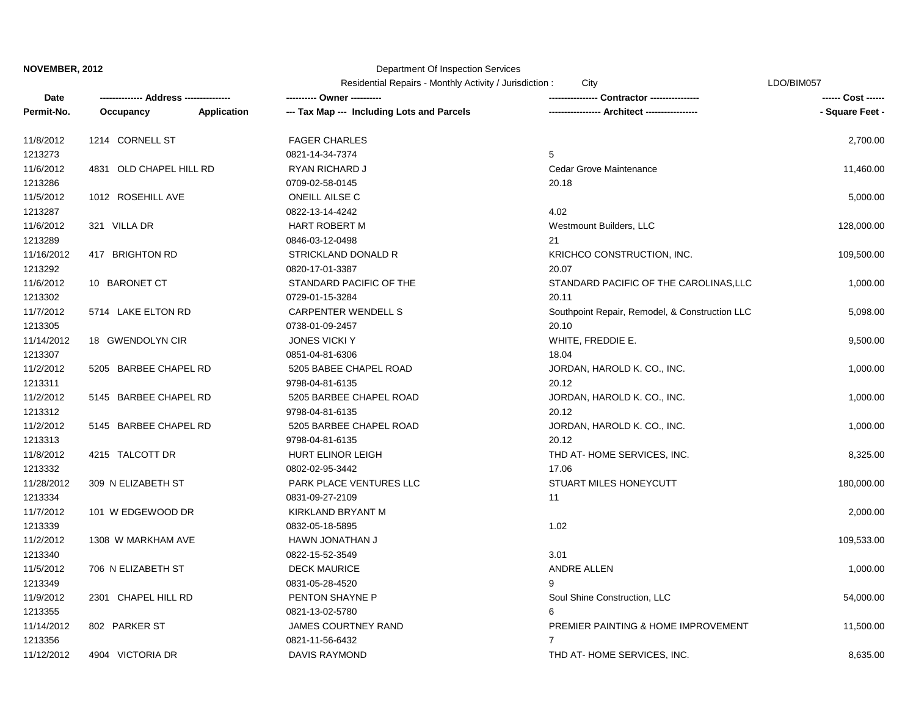**NOVEMBER, 2012**

Department Of Inspection Services

Residential Repairs - Monthly Activity / Jurisdiction : City

LDO/BIM057

| Date / Permit-No. | Address / Occupancy / Application | Owner / Tax Map --- Including Lots and Parcels | Contractor / Architect | Cost / Square Feet |
|---|---|---|---|---|
| 11/8/2012 | 1214 CORNELL ST | FAGER CHARLES | | 2,700.00 |
| 1213273 | | 0821-14-34-7374 | 5 | |
| 11/6/2012 | 4831 OLD CHAPEL HILL RD | RYAN RICHARD J | Cedar Grove Maintenance | 11,460.00 |
| 1213286 | | 0709-02-58-0145 | 20.18 | |
| 11/5/2012 | 1012 ROSEHILL AVE | ONEILL AILSE C | | 5,000.00 |
| 1213287 | | 0822-13-14-4242 | 4.02 | |
| 11/6/2012 | 321 VILLA DR | HART ROBERT M | Westmount Builders, LLC | 128,000.00 |
| 1213289 | | 0846-03-12-0498 | 21 | |
| 11/16/2012 | 417 BRIGHTON RD | STRICKLAND DONALD R | KRICHCO CONSTRUCTION, INC. | 109,500.00 |
| 1213292 | | 0820-17-01-3387 | 20.07 | |
| 11/6/2012 | 10 BARONET CT | STANDARD PACIFIC OF THE | STANDARD PACIFIC OF THE CAROLINAS,LLC | 1,000.00 |
| 1213302 | | 0729-01-15-3284 | 20.11 | |
| 11/7/2012 | 5714 LAKE ELTON RD | CARPENTER WENDELL S | Southpoint Repair, Remodel, & Construction LLC | 5,098.00 |
| 1213305 | | 0738-01-09-2457 | 20.10 | |
| 11/14/2012 | 18 GWENDOLYN CIR | JONES VICKI Y | WHITE, FREDDIE E. | 9,500.00 |
| 1213307 | | 0851-04-81-6306 | 18.04 | |
| 11/2/2012 | 5205 BARBEE CHAPEL RD | 5205 BABEE CHAPEL ROAD | JORDAN, HAROLD K. CO., INC. | 1,000.00 |
| 1213311 | | 9798-04-81-6135 | 20.12 | |
| 11/2/2012 | 5145 BARBEE CHAPEL RD | 5205 BARBEE CHAPEL ROAD | JORDAN, HAROLD K. CO., INC. | 1,000.00 |
| 1213312 | | 9798-04-81-6135 | 20.12 | |
| 11/2/2012 | 5145 BARBEE CHAPEL RD | 5205 BARBEE CHAPEL ROAD | JORDAN, HAROLD K. CO., INC. | 1,000.00 |
| 1213313 | | 9798-04-81-6135 | 20.12 | |
| 11/8/2012 | 4215 TALCOTT DR | HURT ELINOR LEIGH | THD AT- HOME SERVICES, INC. | 8,325.00 |
| 1213332 | | 0802-02-95-3442 | 17.06 | |
| 11/28/2012 | 309 N ELIZABETH ST | PARK PLACE VENTURES LLC | STUART MILES HONEYCUTT | 180,000.00 |
| 1213334 | | 0831-09-27-2109 | 11 | |
| 11/7/2012 | 101 W EDGEWOOD DR | KIRKLAND BRYANT M | | 2,000.00 |
| 1213339 | | 0832-05-18-5895 | 1.02 | |
| 11/2/2012 | 1308 W MARKHAM AVE | HAWN JONATHAN J | | 109,533.00 |
| 1213340 | | 0822-15-52-3549 | 3.01 | |
| 11/5/2012 | 706 N ELIZABETH ST | DECK MAURICE | ANDRE ALLEN | 1,000.00 |
| 1213349 | | 0831-05-28-4520 | 9 | |
| 11/9/2012 | 2301 CHAPEL HILL RD | PENTON SHAYNE P | Soul Shine Construction, LLC | 54,000.00 |
| 1213355 | | 0821-13-02-5780 | 6 | |
| 11/14/2012 | 802 PARKER ST | JAMES COURTNEY RAND | PREMIER PAINTING & HOME IMPROVEMENT | 11,500.00 |
| 1213356 | | 0821-11-56-6432 | 7 | |
| 11/12/2012 | 4904 VICTORIA DR | DAVIS RAYMOND | THD AT- HOME SERVICES, INC. | 8,635.00 |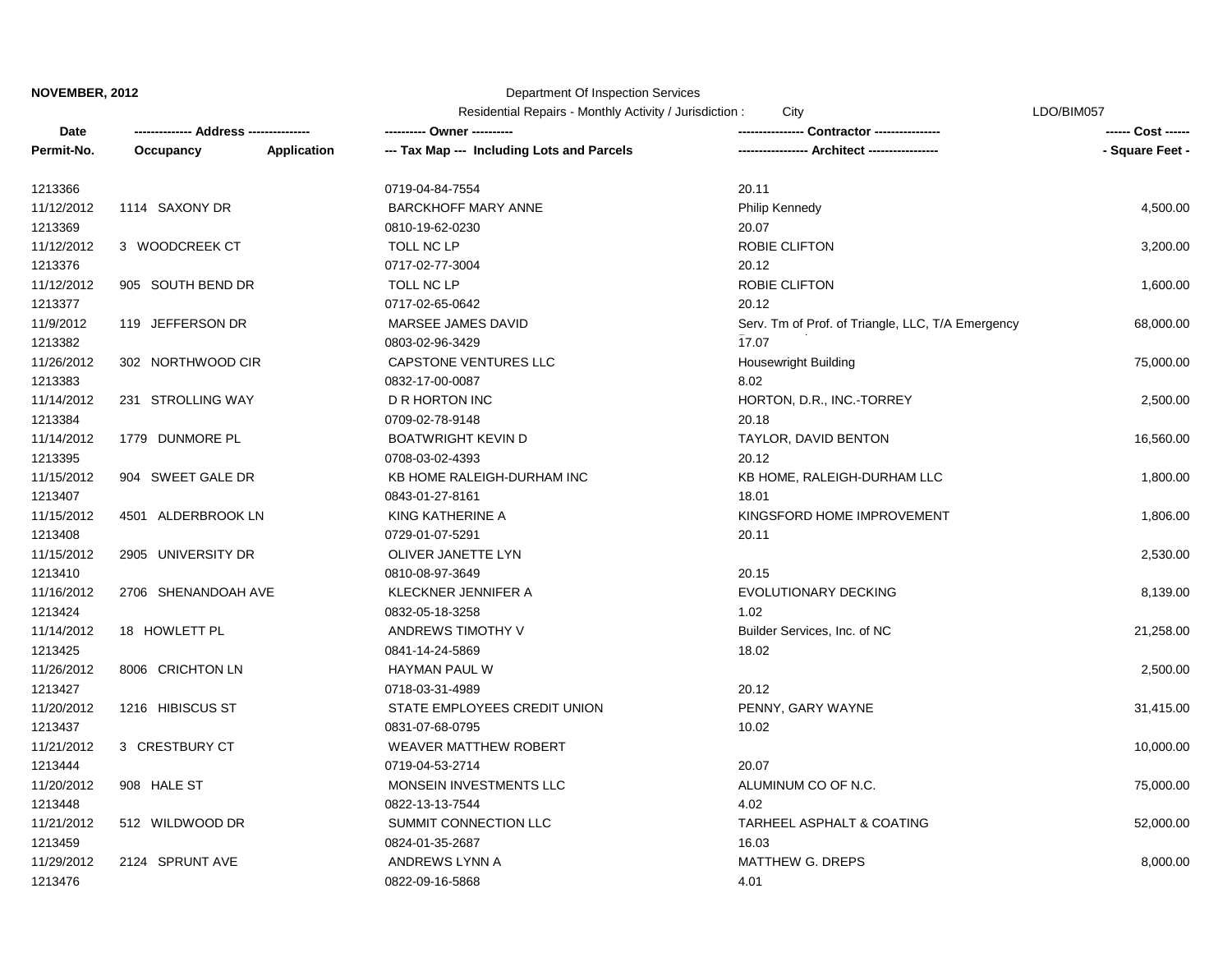**NOVEMBER, 2012**

Department Of Inspection Services

Residential Repairs - Monthly Activity / Jurisdiction : City

LDO/BIM057

| Date<br>Permit-No. | ------------- Address --------------<br>Occupancy | Application | ---------- Owner ----------<br>--- Tax Map --- Including Lots and Parcels | --------------- Contractor ---------------<br>---------------- Architect ---------------- | ------ Cost ------<br>- Square Feet - |
|---|---|---|---|---|---|
| 1213366 | | | 0719-04-84-7554 | 20.11 | |
| 11/12/2012 | 1114 SAXONY DR | | BARCKHOFF MARY ANNE | Philip Kennedy | 4,500.00 |
| 1213369 | | | 0810-19-62-0230 | 20.07 | |
| 11/12/2012 | 3 WOODCREEK CT | | TOLL NC LP | ROBIE CLIFTON | 3,200.00 |
| 1213376 | | | 0717-02-77-3004 | 20.12 | |
| 11/12/2012 | 905 SOUTH BEND DR | | TOLL NC LP | ROBIE CLIFTON | 1,600.00 |
| 1213377 | | | 0717-02-65-0642 | 20.12 | |
| 11/9/2012 | 119 JEFFERSON DR | | MARSEE JAMES DAVID | Serv. Tm of Prof. of Triangle, LLC, T/A Emergency | 68,000.00 |
| 1213382 | | | 0803-02-96-3429 | 17.07 | |
| 11/26/2012 | 302 NORTHWOOD CIR | | CAPSTONE VENTURES LLC | Housewright Building | 75,000.00 |
| 1213383 | | | 0832-17-00-0087 | 8.02 | |
| 11/14/2012 | 231 STROLLING WAY | | D R HORTON INC | HORTON, D.R., INC.-TORREY | 2,500.00 |
| 1213384 | | | 0709-02-78-9148 | 20.18 | |
| 11/14/2012 | 1779 DUNMORE PL | | BOATWRIGHT KEVIN D | TAYLOR, DAVID BENTON | 16,560.00 |
| 1213395 | | | 0708-03-02-4393 | 20.12 | |
| 11/15/2012 | 904 SWEET GALE DR | | KB HOME RALEIGH-DURHAM INC | KB HOME, RALEIGH-DURHAM LLC | 1,800.00 |
| 1213407 | | | 0843-01-27-8161 | 18.01 | |
| 11/15/2012 | 4501 ALDERBROOK LN | | KING KATHERINE A | KINGSFORD HOME IMPROVEMENT | 1,806.00 |
| 1213408 | | | 0729-01-07-5291 | 20.11 | |
| 11/15/2012 | 2905 UNIVERSITY DR | | OLIVER JANETTE LYN | | 2,530.00 |
| 1213410 | | | 0810-08-97-3649 | 20.15 | |
| 11/16/2012 | 2706 SHENANDOAH AVE | | KLECKNER JENNIFER A | EVOLUTIONARY DECKING | 8,139.00 |
| 1213424 | | | 0832-05-18-3258 | 1.02 | |
| 11/14/2012 | 18 HOWLETT PL | | ANDREWS TIMOTHY V | Builder Services, Inc. of NC | 21,258.00 |
| 1213425 | | | 0841-14-24-5869 | 18.02 | |
| 11/26/2012 | 8006 CRICHTON LN | | HAYMAN PAUL W | | 2,500.00 |
| 1213427 | | | 0718-03-31-4989 | 20.12 | |
| 11/20/2012 | 1216 HIBISCUS ST | | STATE EMPLOYEES CREDIT UNION | PENNY, GARY WAYNE | 31,415.00 |
| 1213437 | | | 0831-07-68-0795 | 10.02 | |
| 11/21/2012 | 3 CRESTBURY CT | | WEAVER MATTHEW ROBERT | | 10,000.00 |
| 1213444 | | | 0719-04-53-2714 | 20.07 | |
| 11/20/2012 | 908 HALE ST | | MONSEIN INVESTMENTS LLC | ALUMINUM CO OF N.C. | 75,000.00 |
| 1213448 | | | 0822-13-13-7544 | 4.02 | |
| 11/21/2012 | 512 WILDWOOD DR | | SUMMIT CONNECTION LLC | TARHEEL ASPHALT & COATING | 52,000.00 |
| 1213459 | | | 0824-01-35-2687 | 16.03 | |
| 11/29/2012 | 2124 SPRUNT AVE | | ANDREWS LYNN A | MATTHEW G. DREPS | 8,000.00 |
| 1213476 | | | 0822-09-16-5868 | 4.01 | |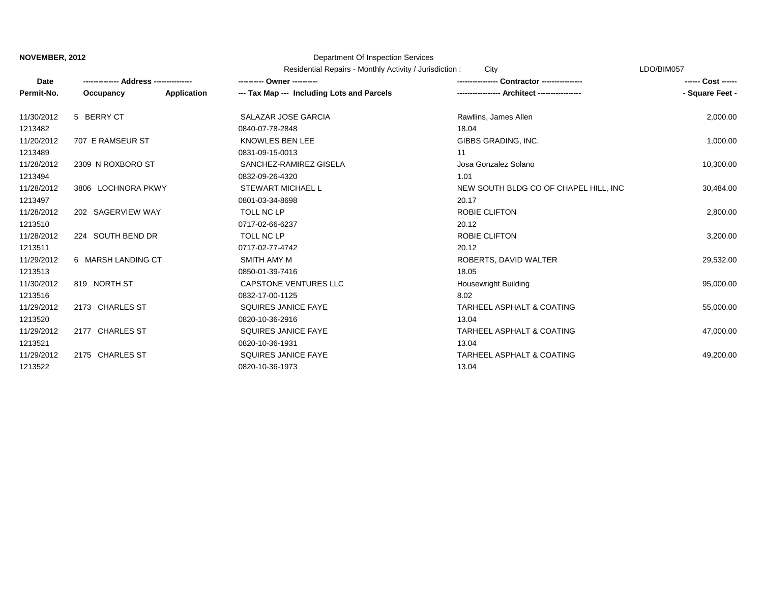**NOVEMBER, 2012**

Department Of Inspection Services

Residential Repairs - Monthly Activity / Jurisdiction : City

LDO/BIM057

| Date<br>Permit-No. | ------------- Address --------------<br>Occupancy | <br>Application | ---------- Owner ----------<br>--- Tax Map --- Including Lots and Parcels | --------------- Contractor ---------------<br>---------------- Architect ---------------- | ------ Cost ------<br>- Square Feet - |
|---|---|---|---|---|---|
| 11/30/2012<br>1213482 | 5 BERRY CT | | SALAZAR JOSE GARCIA<br>0840-07-78-2848 | Rawllins, James Allen<br>18.04 | 2,000.00 |
| 11/20/2012<br>1213489 | 707 E RAMSEUR ST | | KNOWLES BEN LEE<br>0831-09-15-0013 | GIBBS GRADING, INC.<br>11 | 1,000.00 |
| 11/28/2012<br>1213494 | 2309 N ROXBORO ST | | SANCHEZ-RAMIREZ GISELA<br>0832-09-26-4320 | Josa Gonzalez Solano<br>1.01 | 10,300.00 |
| 11/28/2012<br>1213497 | 3806 LOCHNORA PKWY | | STEWART MICHAEL L<br>0801-03-34-8698 | NEW SOUTH BLDG CO OF CHAPEL HILL, INC<br>20.17 | 30,484.00 |
| 11/28/2012<br>1213510 | 202 SAGERVIEW WAY | | TOLL NC LP<br>0717-02-66-6237 | ROBIE CLIFTON<br>20.12 | 2,800.00 |
| 11/28/2012<br>1213511 | 224 SOUTH BEND DR | | TOLL NC LP<br>0717-02-77-4742 | ROBIE CLIFTON<br>20.12 | 3,200.00 |
| 11/29/2012<br>1213513 | 6 MARSH LANDING CT | | SMITH AMY M<br>0850-01-39-7416 | ROBERTS, DAVID WALTER<br>18.05 | 29,532.00 |
| 11/30/2012<br>1213516 | 819 NORTH ST | | CAPSTONE VENTURES LLC<br>0832-17-00-1125 | Housewright Building<br>8.02 | 95,000.00 |
| 11/29/2012<br>1213520 | 2173 CHARLES ST | | SQUIRES JANICE FAYE<br>0820-10-36-2916 | TARHEEL ASPHALT & COATING<br>13.04 | 55,000.00 |
| 11/29/2012<br>1213521 | 2177 CHARLES ST | | SQUIRES JANICE FAYE<br>0820-10-36-1931 | TARHEEL ASPHALT & COATING<br>13.04 | 47,000.00 |
| 11/29/2012<br>1213522 | 2175 CHARLES ST | | SQUIRES JANICE FAYE<br>0820-10-36-1973 | TARHEEL ASPHALT & COATING<br>13.04 | 49,200.00 |